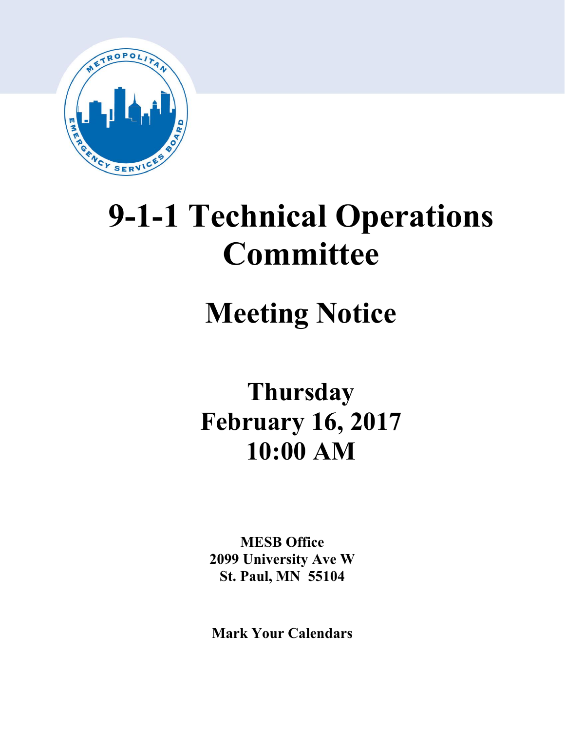# 9-1-1 Technical Operations Committee

## Meeting Notice

**Thursday**
**February 16, 2017**
**10:00 AM**

**MESB Office**
**2099 University Ave W**
**St. Paul, MN 55104**

**Mark Your Calendars**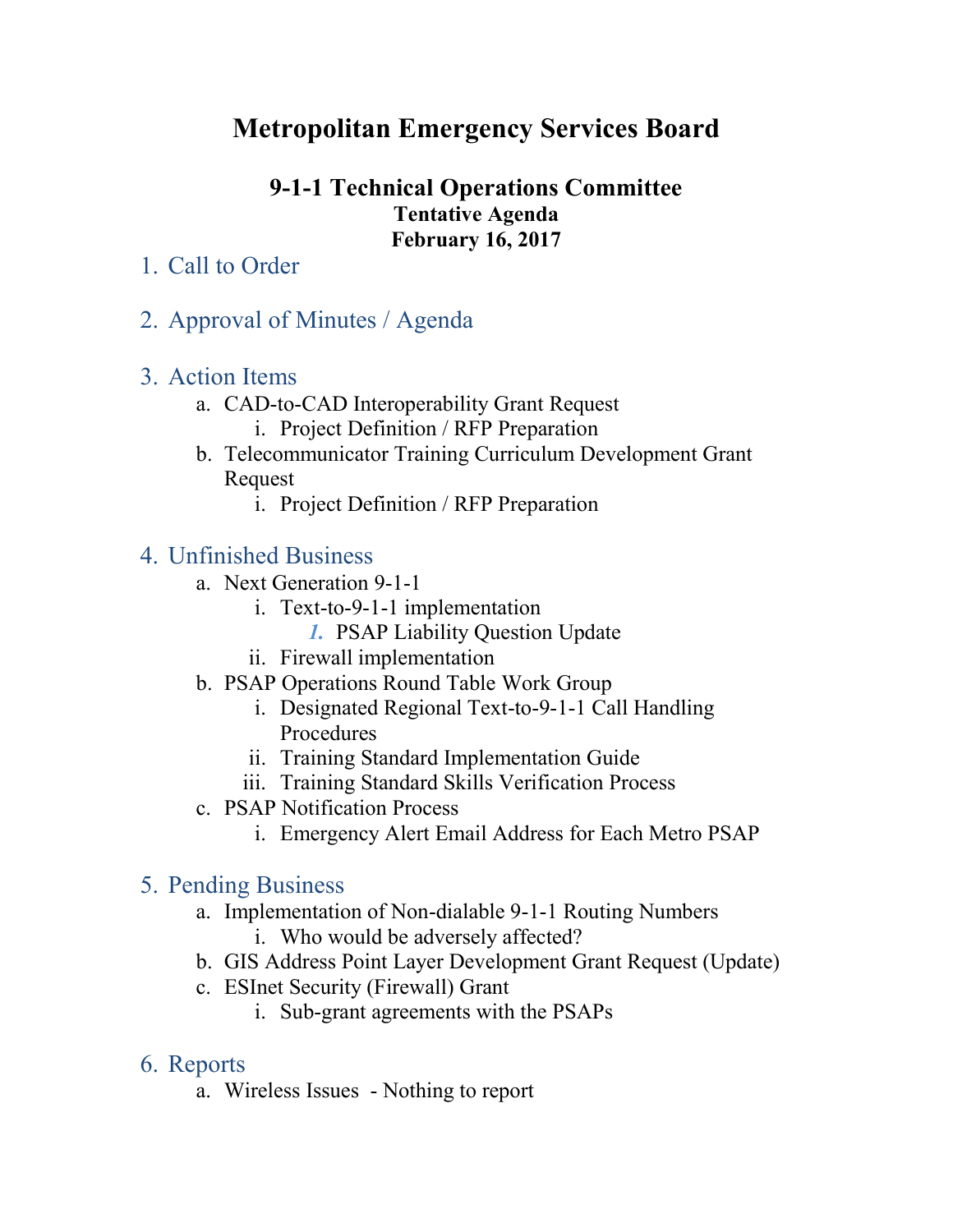# Metropolitan Emergency Services Board

## 9-1-1 Technical Operations Committee

**Tentative Agenda**
**February 16, 2017**

1. Call to Order

2. Approval of Minutes / Agenda

3. Action Items
   a. CAD-to-CAD Interoperability Grant Request
      i. Project Definition / RFP Preparation
   b. Telecommunicator Training Curriculum Development Grant Request
      i. Project Definition / RFP Preparation

4. Unfinished Business
   a. Next Generation 9-1-1
      i. Text-to-9-1-1 implementation
         1. PSAP Liability Question Update
      ii. Firewall implementation
   b. PSAP Operations Round Table Work Group
      i. Designated Regional Text-to-9-1-1 Call Handling Procedures
      ii. Training Standard Implementation Guide
      iii. Training Standard Skills Verification Process
   c. PSAP Notification Process
      i. Emergency Alert Email Address for Each Metro PSAP

5. Pending Business
   a. Implementation of Non-dialable 9-1-1 Routing Numbers
      i. Who would be adversely affected?
   b. GIS Address Point Layer Development Grant Request (Update)
   c. ESInet Security (Firewall) Grant
      i. Sub-grant agreements with the PSAPs

6. Reports
   a. Wireless Issues - Nothing to report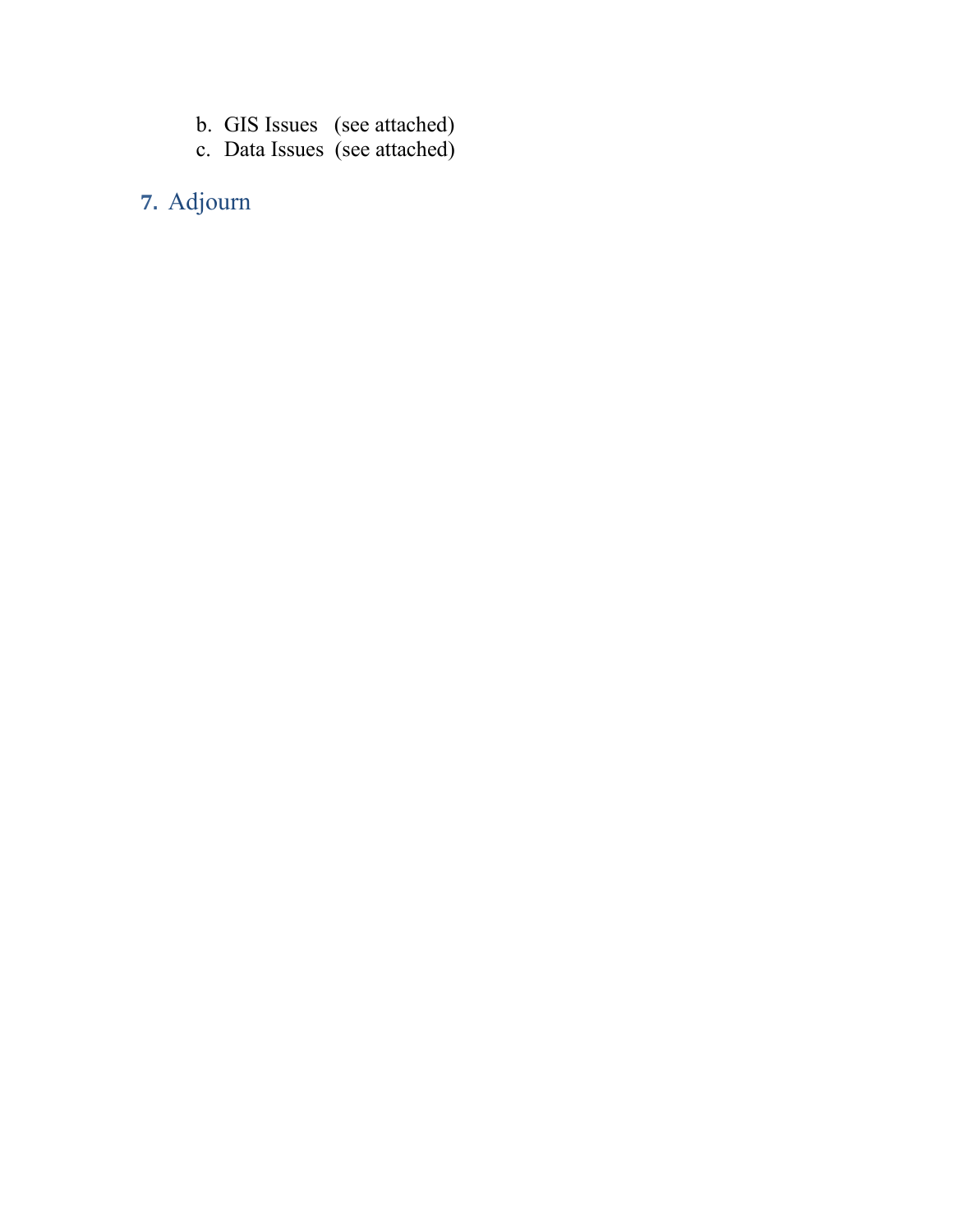b. GIS Issues (see attached)
c. Data Issues (see attached)

## 7. Adjourn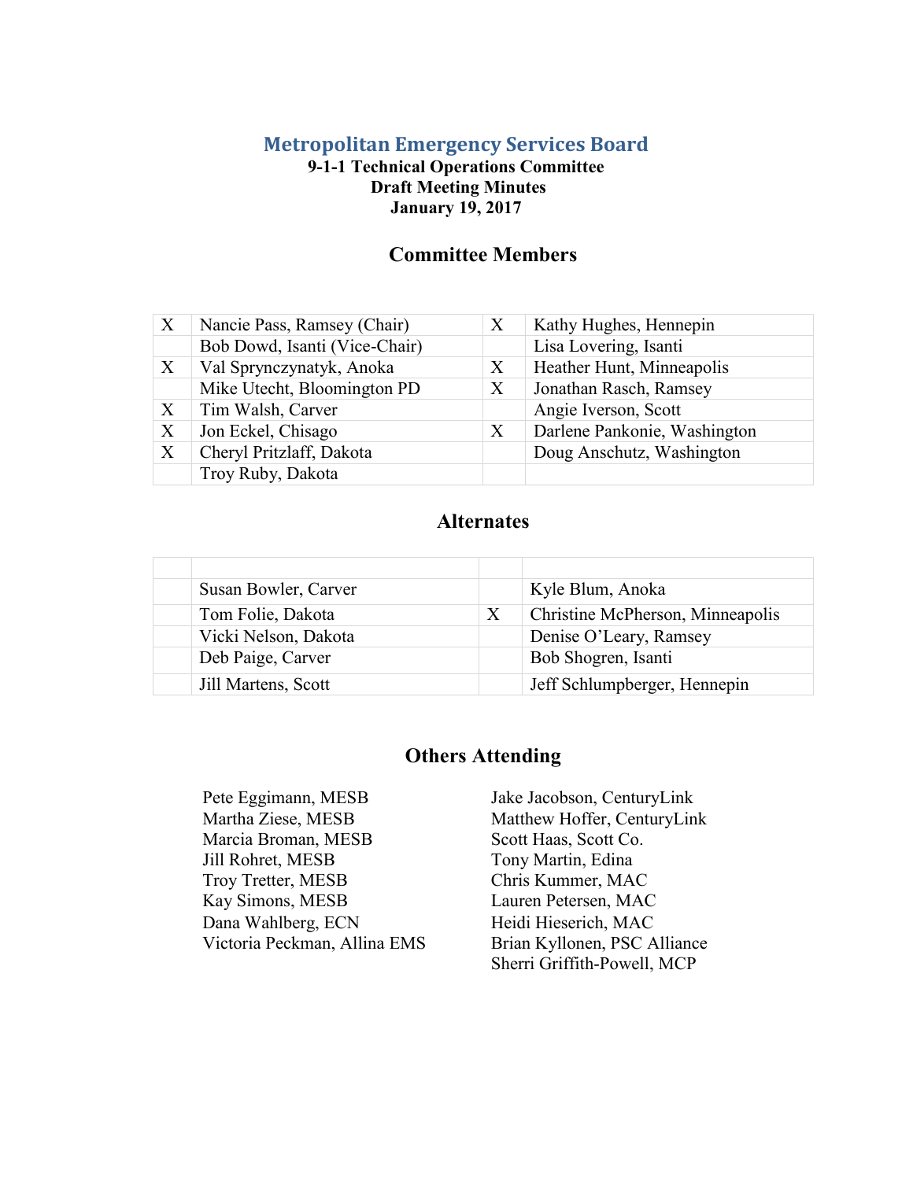# Metropolitan Emergency Services Board

**9-1-1 Technical Operations Committee**
**Draft Meeting Minutes**
**January 19, 2017**

## Committee Members

| | | | |
|---|---|---|---|
| X | Nancie Pass, Ramsey (Chair) | X | Kathy Hughes, Hennepin |
| | Bob Dowd, Isanti (Vice-Chair) | | Lisa Lovering, Isanti |
| X | Val Sprynczynatyk, Anoka | X | Heather Hunt, Minneapolis |
| | Mike Utecht, Bloomington PD | X | Jonathan Rasch, Ramsey |
| X | Tim Walsh, Carver | | Angie Iverson, Scott |
| X | Jon Eckel, Chisago | X | Darlene Pankonie, Washington |
| X | Cheryl Pritzlaff, Dakota | | Doug Anschutz, Washington |
| | Troy Ruby, Dakota | | |

## Alternates

| | | | |
|---|---|---|---|
| | Susan Bowler, Carver | | Kyle Blum, Anoka |
| | Tom Folie, Dakota | X | Christine McPherson, Minneapolis |
| | Vicki Nelson, Dakota | | Denise O'Leary, Ramsey |
| | Deb Paige, Carver | | Bob Shogren, Isanti |
| | Jill Martens, Scott | | Jeff Schlumpberger, Hennepin |

## Others Attending

Pete Eggimann, MESB
Martha Ziese, MESB
Marcia Broman, MESB
Jill Rohret, MESB
Troy Tretter, MESB
Kay Simons, MESB
Dana Wahlberg, ECN
Victoria Peckman, Allina EMS
Jake Jacobson, CenturyLink
Matthew Hoffer, CenturyLink
Scott Haas, Scott Co.
Tony Martin, Edina
Chris Kummer, MAC
Lauren Petersen, MAC
Heidi Hieserich, MAC
Brian Kyllonen, PSC Alliance
Sherri Griffith-Powell, MCP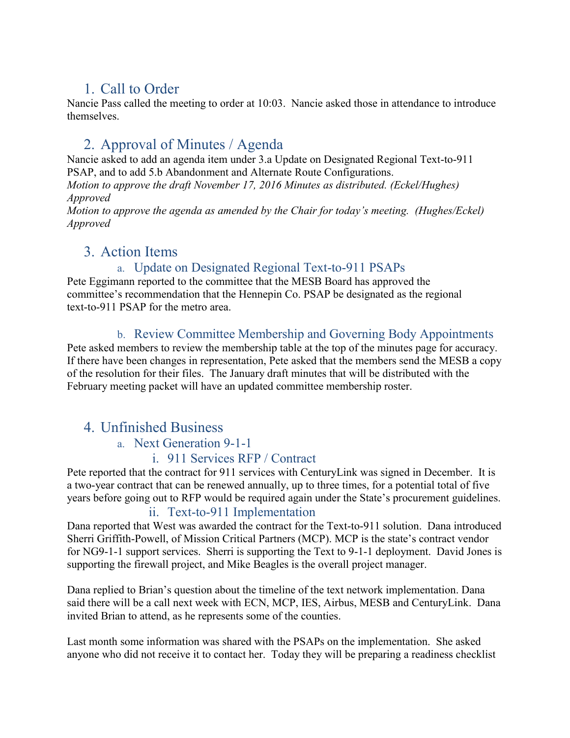## 1. Call to Order

Nancie Pass called the meeting to order at 10:03. Nancie asked those in attendance to introduce themselves.

## 2. Approval of Minutes / Agenda

Nancie asked to add an agenda item under 3.a Update on Designated Regional Text-to-911 PSAP, and to add 5.b Abandonment and Alternate Route Configurations.

*Motion to approve the draft November 17, 2016 Minutes as distributed. (Eckel/Hughes) Approved*

*Motion to approve the agenda as amended by the Chair for today's meeting. (Hughes/Eckel) Approved*

## 3. Action Items

### a. Update on Designated Regional Text-to-911 PSAPs

Pete Eggimann reported to the committee that the MESB Board has approved the committee's recommendation that the Hennepin Co. PSAP be designated as the regional text-to-911 PSAP for the metro area.

### b. Review Committee Membership and Governing Body Appointments

Pete asked members to review the membership table at the top of the minutes page for accuracy. If there have been changes in representation, Pete asked that the members send the MESB a copy of the resolution for their files. The January draft minutes that will be distributed with the February meeting packet will have an updated committee membership roster.

## 4. Unfinished Business

### a. Next Generation 9-1-1

#### i. 911 Services RFP / Contract

Pete reported that the contract for 911 services with CenturyLink was signed in December. It is a two-year contract that can be renewed annually, up to three times, for a potential total of five years before going out to RFP would be required again under the State's procurement guidelines.

#### ii. Text-to-911 Implementation

Dana reported that West was awarded the contract for the Text-to-911 solution. Dana introduced Sherri Griffith-Powell, of Mission Critical Partners (MCP). MCP is the state's contract vendor for NG9-1-1 support services. Sherri is supporting the Text to 9-1-1 deployment. David Jones is supporting the firewall project, and Mike Beagles is the overall project manager.

Dana replied to Brian's question about the timeline of the text network implementation. Dana said there will be a call next week with ECN, MCP, IES, Airbus, MESB and CenturyLink. Dana invited Brian to attend, as he represents some of the counties.

Last month some information was shared with the PSAPs on the implementation. She asked anyone who did not receive it to contact her. Today they will be preparing a readiness checklist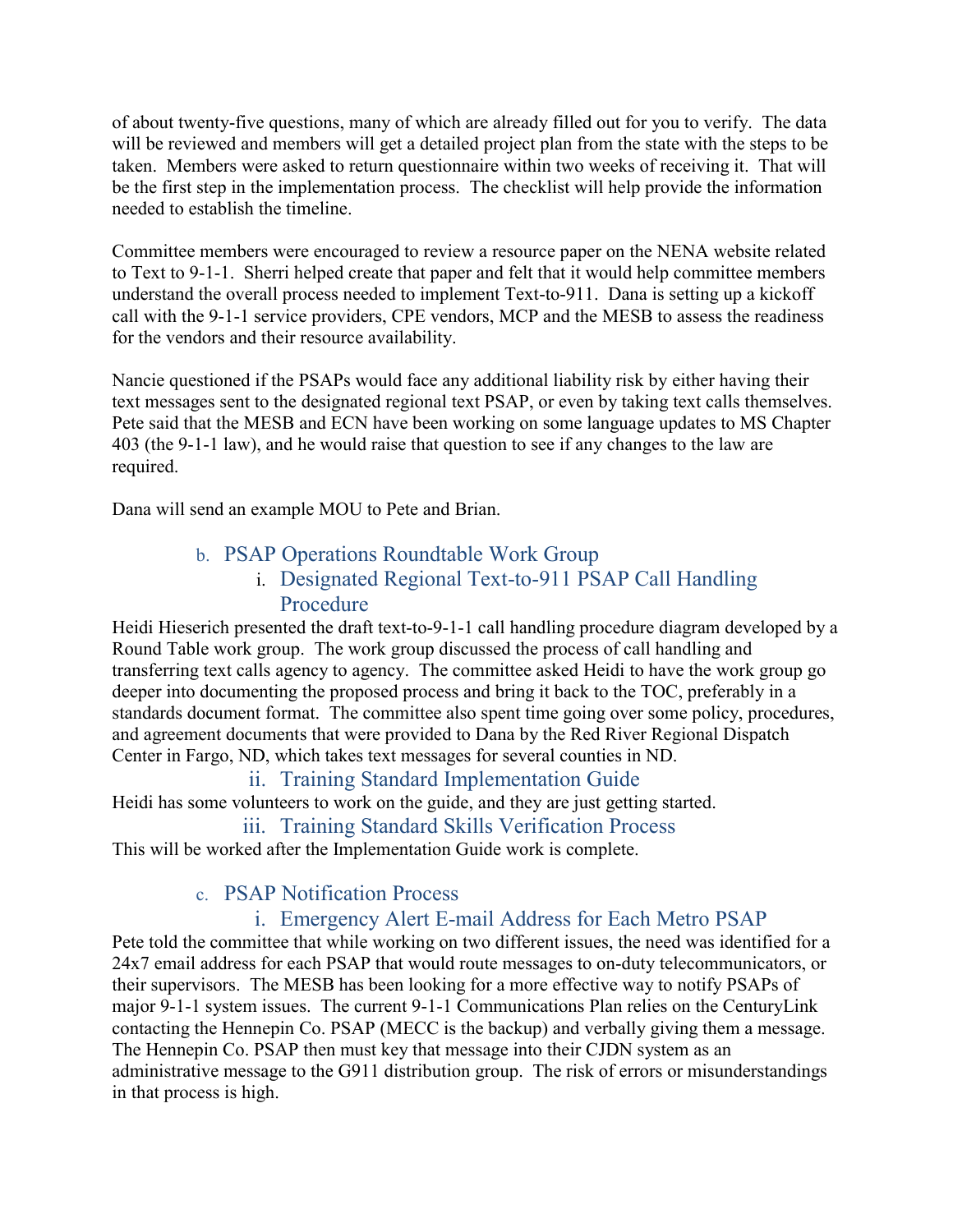of about twenty-five questions, many of which are already filled out for you to verify. The data will be reviewed and members will get a detailed project plan from the state with the steps to be taken. Members were asked to return questionnaire within two weeks of receiving it. That will be the first step in the implementation process. The checklist will help provide the information needed to establish the timeline.

Committee members were encouraged to review a resource paper on the NENA website related to Text to 9-1-1. Sherri helped create that paper and felt that it would help committee members understand the overall process needed to implement Text-to-911. Dana is setting up a kickoff call with the 9-1-1 service providers, CPE vendors, MCP and the MESB to assess the readiness for the vendors and their resource availability.

Nancie questioned if the PSAPs would face any additional liability risk by either having their text messages sent to the designated regional text PSAP, or even by taking text calls themselves. Pete said that the MESB and ECN have been working on some language updates to MS Chapter 403 (the 9-1-1 law), and he would raise that question to see if any changes to the law are required.

Dana will send an example MOU to Pete and Brian.

### b. PSAP Operations Roundtable Work Group

#### i. Designated Regional Text-to-911 PSAP Call Handling Procedure

Heidi Hieserich presented the draft text-to-9-1-1 call handling procedure diagram developed by a Round Table work group. The work group discussed the process of call handling and transferring text calls agency to agency. The committee asked Heidi to have the work group go deeper into documenting the proposed process and bring it back to the TOC, preferably in a standards document format. The committee also spent time going over some policy, procedures, and agreement documents that were provided to Dana by the Red River Regional Dispatch Center in Fargo, ND, which takes text messages for several counties in ND.

#### ii. Training Standard Implementation Guide

Heidi has some volunteers to work on the guide, and they are just getting started.

#### iii. Training Standard Skills Verification Process

This will be worked after the Implementation Guide work is complete.

### c. PSAP Notification Process

#### i. Emergency Alert E-mail Address for Each Metro PSAP

Pete told the committee that while working on two different issues, the need was identified for a 24x7 email address for each PSAP that would route messages to on-duty telecommunicators, or their supervisors. The MESB has been looking for a more effective way to notify PSAPs of major 9-1-1 system issues. The current 9-1-1 Communications Plan relies on the CenturyLink contacting the Hennepin Co. PSAP (MECC is the backup) and verbally giving them a message. The Hennepin Co. PSAP then must key that message into their CJDN system as an administrative message to the G911 distribution group. The risk of errors or misunderstandings in that process is high.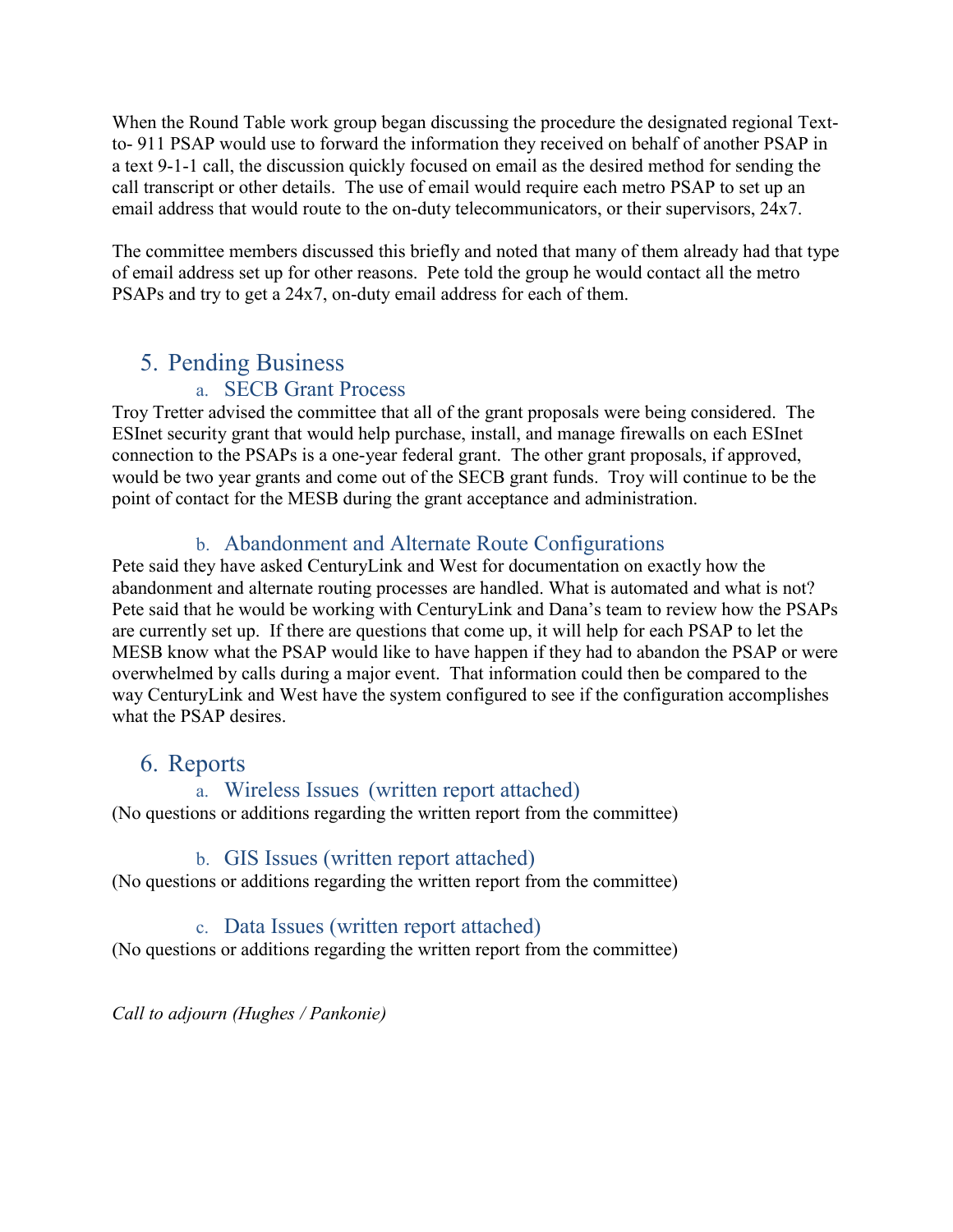When the Round Table work group began discussing the procedure the designated regional Text-to- 911 PSAP would use to forward the information they received on behalf of another PSAP in a text 9-1-1 call, the discussion quickly focused on email as the desired method for sending the call transcript or other details. The use of email would require each metro PSAP to set up an email address that would route to the on-duty telecommunicators, or their supervisors, 24x7.

The committee members discussed this briefly and noted that many of them already had that type of email address set up for other reasons. Pete told the group he would contact all the metro PSAPs and try to get a 24x7, on-duty email address for each of them.

## 5. Pending Business

### a. SECB Grant Process

Troy Tretter advised the committee that all of the grant proposals were being considered. The ESInet security grant that would help purchase, install, and manage firewalls on each ESInet connection to the PSAPs is a one-year federal grant. The other grant proposals, if approved, would be two year grants and come out of the SECB grant funds. Troy will continue to be the point of contact for the MESB during the grant acceptance and administration.

### b. Abandonment and Alternate Route Configurations

Pete said they have asked CenturyLink and West for documentation on exactly how the abandonment and alternate routing processes are handled. What is automated and what is not? Pete said that he would be working with CenturyLink and Dana's team to review how the PSAPs are currently set up. If there are questions that come up, it will help for each PSAP to let the MESB know what the PSAP would like to have happen if they had to abandon the PSAP or were overwhelmed by calls during a major event. That information could then be compared to the way CenturyLink and West have the system configured to see if the configuration accomplishes what the PSAP desires.

## 6. Reports

### a. Wireless Issues (written report attached)

(No questions or additions regarding the written report from the committee)

### b. GIS Issues (written report attached)

(No questions or additions regarding the written report from the committee)

### c. Data Issues (written report attached)

(No questions or additions regarding the written report from the committee)

*Call to adjourn (Hughes / Pankonie)*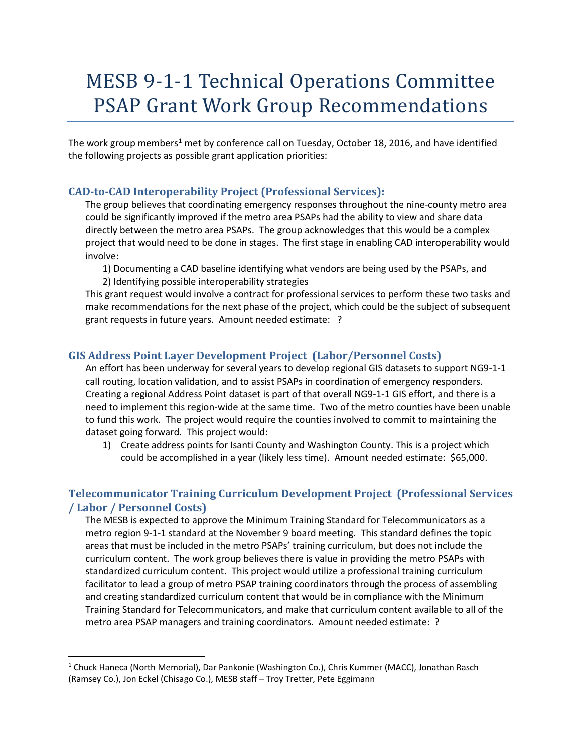# MESB 9-1-1 Technical Operations Committee PSAP Grant Work Group Recommendations

The work group members[1] met by conference call on Tuesday, October 18, 2016, and have identified the following projects as possible grant application priorities:

### CAD-to-CAD Interoperability Project (Professional Services):

The group believes that coordinating emergency responses throughout the nine-county metro area could be significantly improved if the metro area PSAPs had the ability to view and share data directly between the metro area PSAPs. The group acknowledges that this would be a complex project that would need to be done in stages. The first stage in enabling CAD interoperability would involve:

1) Documenting a CAD baseline identifying what vendors are being used by the PSAPs, and
2) Identifying possible interoperability strategies

This grant request would involve a contract for professional services to perform these two tasks and make recommendations for the next phase of the project, which could be the subject of subsequent grant requests in future years. Amount needed estimate: ?

### GIS Address Point Layer Development Project (Labor/Personnel Costs)

An effort has been underway for several years to develop regional GIS datasets to support NG9-1-1 call routing, location validation, and to assist PSAPs in coordination of emergency responders. Creating a regional Address Point dataset is part of that overall NG9-1-1 GIS effort, and there is a need to implement this region-wide at the same time. Two of the metro counties have been unable to fund this work. The project would require the counties involved to commit to maintaining the dataset going forward. This project would:

1) Create address points for Isanti County and Washington County. This is a project which could be accomplished in a year (likely less time). Amount needed estimate: $65,000.

### Telecommunicator Training Curriculum Development Project (Professional Services / Labor / Personnel Costs)

The MESB is expected to approve the Minimum Training Standard for Telecommunicators as a metro region 9-1-1 standard at the November 9 board meeting. This standard defines the topic areas that must be included in the metro PSAPs' training curriculum, but does not include the curriculum content. The work group believes there is value in providing the metro PSAPs with standardized curriculum content. This project would utilize a professional training curriculum facilitator to lead a group of metro PSAP training coordinators through the process of assembling and creating standardized curriculum content that would be in compliance with the Minimum Training Standard for Telecommunicators, and make that curriculum content available to all of the metro area PSAP managers and training coordinators. Amount needed estimate: ?

---

[1] Chuck Haneca (North Memorial), Dar Pankonie (Washington Co.), Chris Kummer (MACC), Jonathan Rasch (Ramsey Co.), Jon Eckel (Chisago Co.), MESB staff – Troy Tretter, Pete Eggimann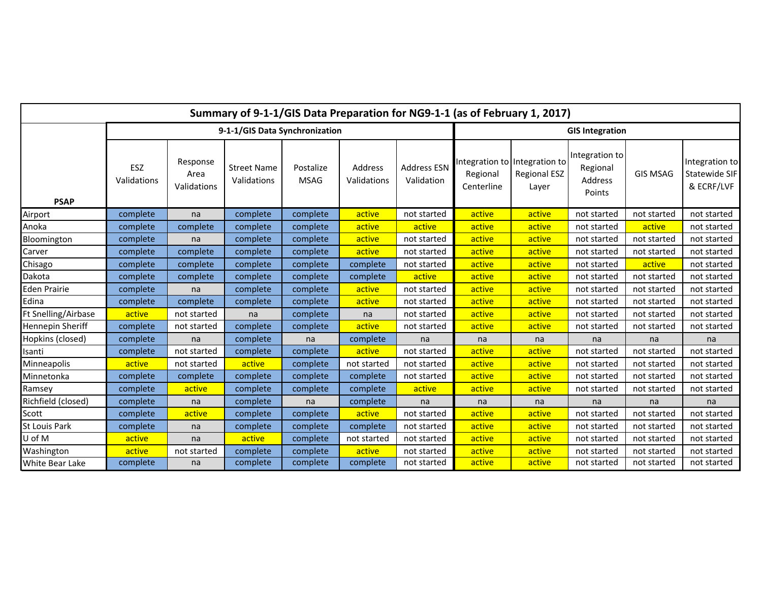# Summary of 9-1-1/GIS Data Preparation for NG9-1-1 (as of February 1, 2017)

| PSAP | 9-1-1/GIS Data Synchronization | | | | | | GIS Integration | | | | |
|---|---|---|---|---|---|---|---|---|---|---|---|
| | ESZ Validations | Response Area Validations | Street Name Validations | Postalize MSAG | Address Validations | Address ESN Validation | Integration to Regional Centerline | Integration to Regional ESZ Layer | Integration to Regional Address Points | GIS MSAG | Integration to Statewide SIF & ECRF/LVF |
| Airport | complete | na | complete | complete | active | not started | active | active | not started | not started | not started |
| Anoka | complete | complete | complete | complete | active | active | active | active | not started | active | not started |
| Bloomington | complete | na | complete | complete | active | not started | active | active | not started | not started | not started |
| Carver | complete | complete | complete | complete | active | not started | active | active | not started | not started | not started |
| Chisago | complete | complete | complete | complete | complete | not started | active | active | not started | active | not started |
| Dakota | complete | complete | complete | complete | complete | active | active | active | not started | not started | not started |
| Eden Prairie | complete | na | complete | complete | active | not started | active | active | not started | not started | not started |
| Edina | complete | complete | complete | complete | active | not started | active | active | not started | not started | not started |
| Ft Snelling/Airbase | active | not started | na | complete | na | not started | active | active | not started | not started | not started |
| Hennepin Sheriff | complete | not started | complete | complete | active | not started | active | active | not started | not started | not started |
| Hopkins (closed) | complete | na | complete | na | complete | na | na | na | na | na | na |
| Isanti | complete | not started | complete | complete | active | not started | active | active | not started | not started | not started |
| Minneapolis | active | not started | active | complete | not started | not started | active | active | not started | not started | not started |
| Minnetonka | complete | complete | complete | complete | complete | not started | active | active | not started | not started | not started |
| Ramsey | complete | active | complete | complete | complete | active | active | active | not started | not started | not started |
| Richfield (closed) | complete | na | complete | na | complete | na | na | na | na | na | na |
| Scott | complete | active | complete | complete | active | not started | active | active | not started | not started | not started |
| St Louis Park | complete | na | complete | complete | complete | not started | active | active | not started | not started | not started |
| U of M | active | na | active | complete | not started | not started | active | active | not started | not started | not started |
| Washington | active | not started | complete | complete | active | not started | active | active | not started | not started | not started |
| White Bear Lake | complete | na | complete | complete | complete | not started | active | active | not started | not started | not started |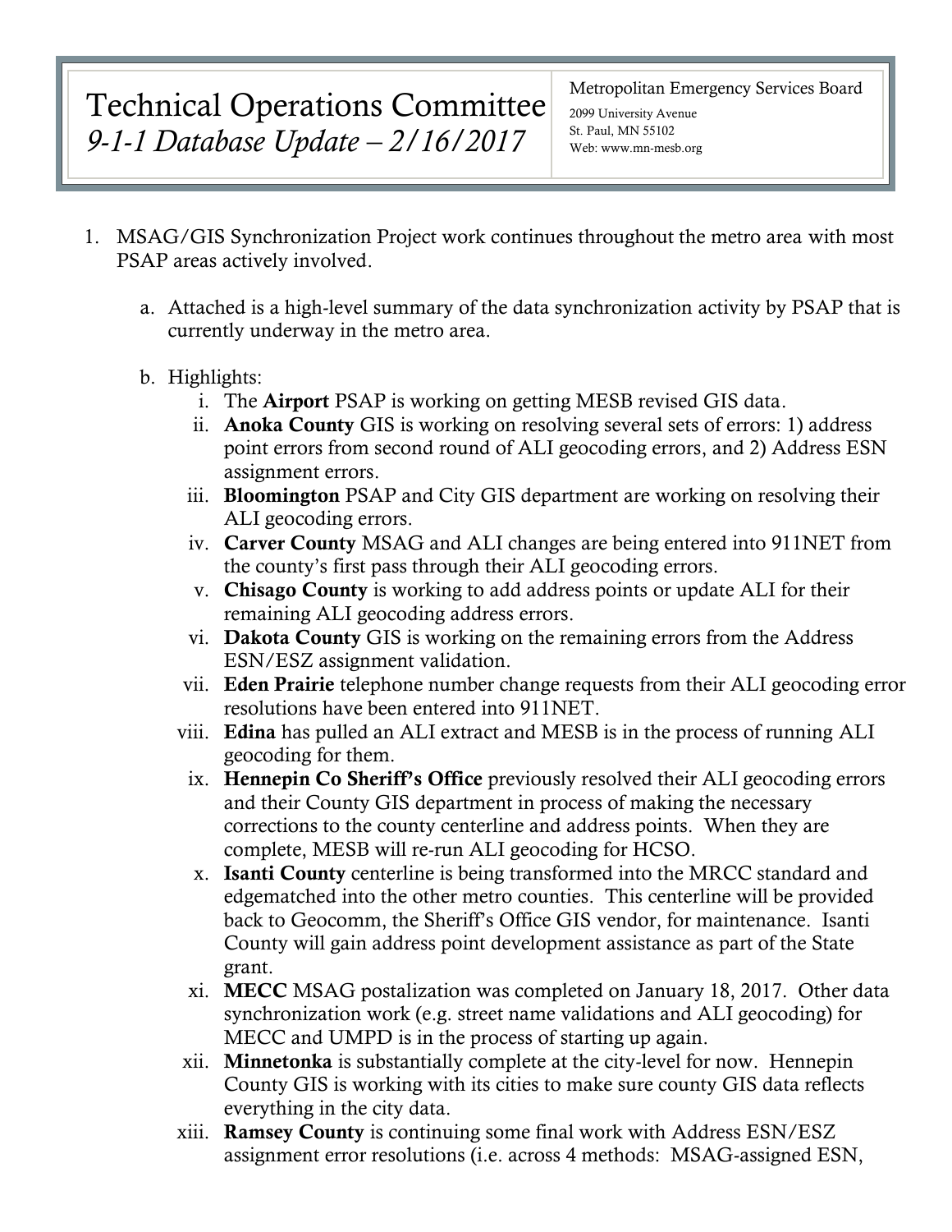# Technical Operations Committee
## *9-1-1 Database Update – 2/16/2017*

Metropolitan Emergency Services Board
2099 University Avenue
St. Paul, MN 55102
Web: www.mn-mesb.org

1. MSAG/GIS Synchronization Project work continues throughout the metro area with most PSAP areas actively involved.

    a. Attached is a high-level summary of the data synchronization activity by PSAP that is currently underway in the metro area.

    b. Highlights:
        i. The **Airport** PSAP is working on getting MESB revised GIS data.
        ii. **Anoka County** GIS is working on resolving several sets of errors: 1) address point errors from second round of ALI geocoding errors, and 2) Address ESN assignment errors.
        iii. **Bloomington** PSAP and City GIS department are working on resolving their ALI geocoding errors.
        iv. **Carver County** MSAG and ALI changes are being entered into 911NET from the county's first pass through their ALI geocoding errors.
        v. **Chisago County** is working to add address points or update ALI for their remaining ALI geocoding address errors.
        vi. **Dakota County** GIS is working on the remaining errors from the Address ESN/ESZ assignment validation.
        vii. **Eden Prairie** telephone number change requests from their ALI geocoding error resolutions have been entered into 911NET.
        viii. **Edina** has pulled an ALI extract and MESB is in the process of running ALI geocoding for them.
        ix. **Hennepin Co Sheriff's Office** previously resolved their ALI geocoding errors and their County GIS department in process of making the necessary corrections to the county centerline and address points. When they are complete, MESB will re-run ALI geocoding for HCSO.
        x. **Isanti County** centerline is being transformed into the MRCC standard and edgematched into the other metro counties. This centerline will be provided back to Geocomm, the Sheriff's Office GIS vendor, for maintenance. Isanti County will gain address point development assistance as part of the State grant.
        xi. **MECC** MSAG postalization was completed on January 18, 2017. Other data synchronization work (e.g. street name validations and ALI geocoding) for MECC and UMPD is in the process of starting up again.
        xii. **Minnetonka** is substantially complete at the city-level for now. Hennepin County GIS is working with its cities to make sure county GIS data reflects everything in the city data.
        xiii. **Ramsey County** is continuing some final work with Address ESN/ESZ assignment error resolutions (i.e. across 4 methods: MSAG-assigned ESN,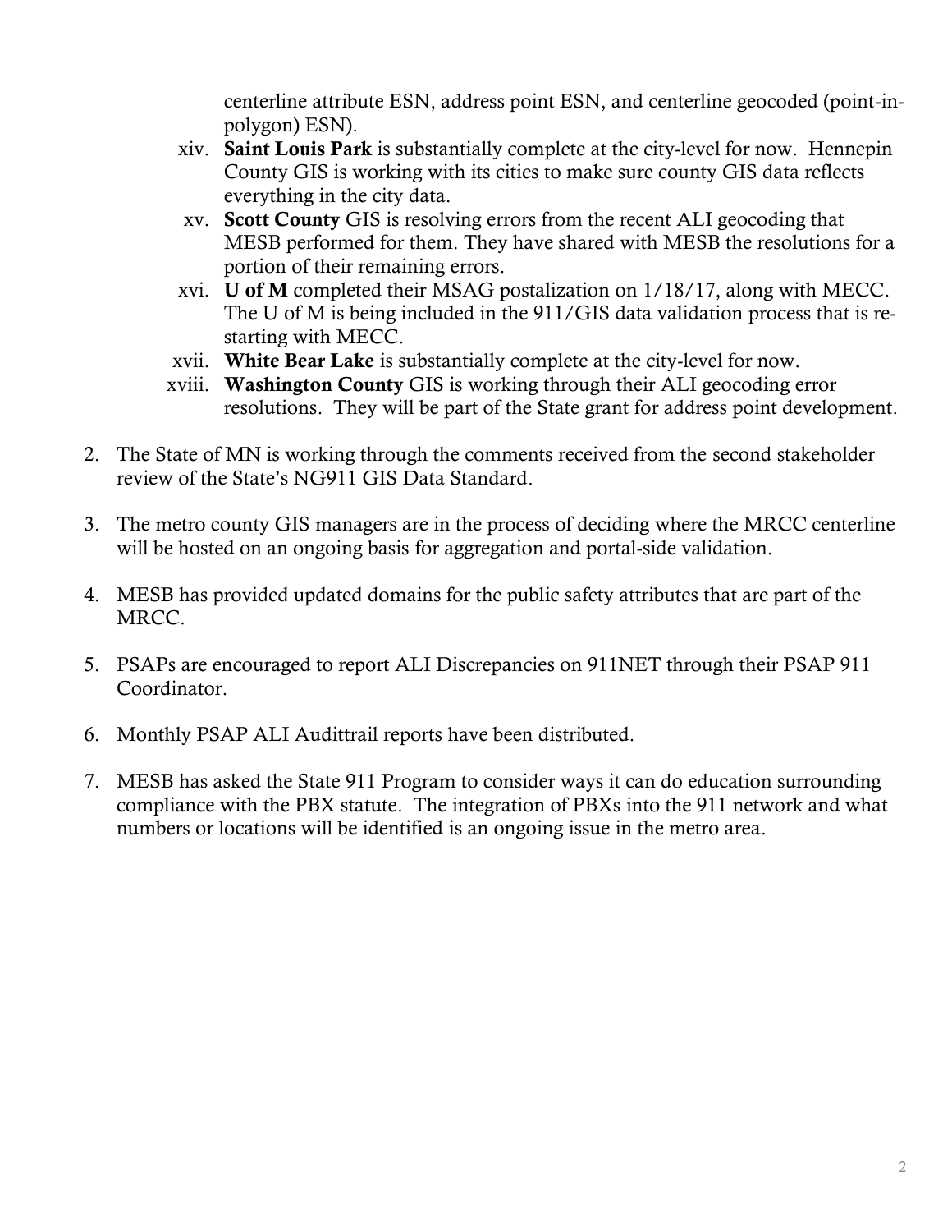centerline attribute ESN, address point ESN, and centerline geocoded (point-in-polygon) ESN).

xiv. **Saint Louis Park** is substantially complete at the city-level for now. Hennepin County GIS is working with its cities to make sure county GIS data reflects everything in the city data.

xv. **Scott County** GIS is resolving errors from the recent ALI geocoding that MESB performed for them. They have shared with MESB the resolutions for a portion of their remaining errors.

xvi. **U of M** completed their MSAG postalization on 1/18/17, along with MECC. The U of M is being included in the 911/GIS data validation process that is re-starting with MECC.

xvii. **White Bear Lake** is substantially complete at the city-level for now.

xviii. **Washington County** GIS is working through their ALI geocoding error resolutions. They will be part of the State grant for address point development.

2. The State of MN is working through the comments received from the second stakeholder review of the State's NG911 GIS Data Standard.

3. The metro county GIS managers are in the process of deciding where the MRCC centerline will be hosted on an ongoing basis for aggregation and portal-side validation.

4. MESB has provided updated domains for the public safety attributes that are part of the MRCC.

5. PSAPs are encouraged to report ALI Discrepancies on 911NET through their PSAP 911 Coordinator.

6. Monthly PSAP ALI Audittrail reports have been distributed.

7. MESB has asked the State 911 Program to consider ways it can do education surrounding compliance with the PBX statute. The integration of PBXs into the 911 network and what numbers or locations will be identified is an ongoing issue in the metro area.